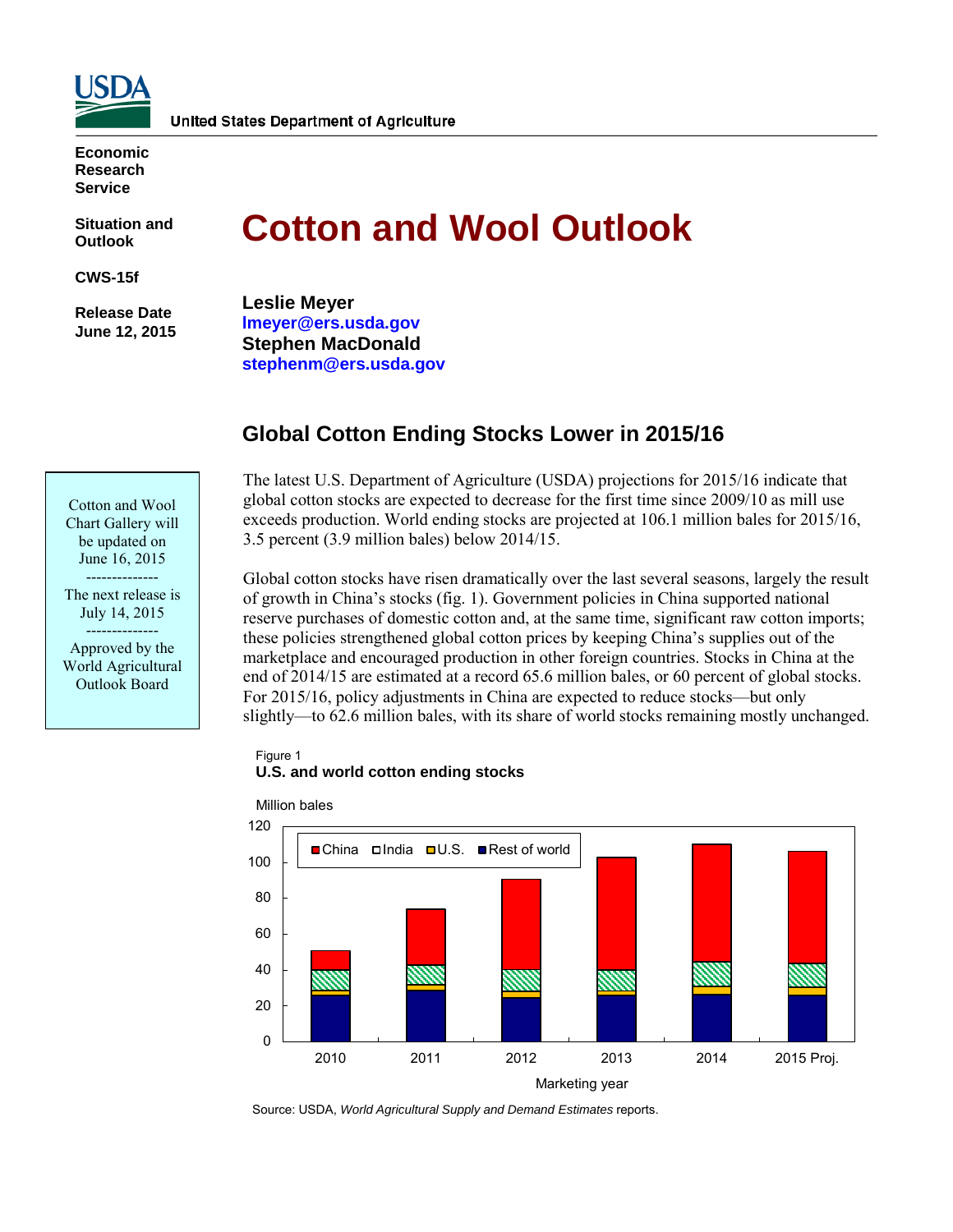United States Department of Agriculture

**Economic Research Service**

**Situation and Outlook**

**CWS-15f**

**Release Date June 12, 2015**

# Cotton and Wool Outlook

**Leslie Meyer**
lmeyer@ers.usda.gov
**Stephen MacDonald**
stephenm@ers.usda.gov

Cotton and Wool Chart Gallery will be updated on June 16, 2015

--------------

The next release is July 14, 2015

--------------

Approved by the World Agricultural Outlook Board

## Global Cotton Ending Stocks Lower in 2015/16

The latest U.S. Department of Agriculture (USDA) projections for 2015/16 indicate that global cotton stocks are expected to decrease for the first time since 2009/10 as mill use exceeds production. World ending stocks are projected at 106.1 million bales for 2015/16, 3.5 percent (3.9 million bales) below 2014/15.

Global cotton stocks have risen dramatically over the last several seasons, largely the result of growth in China's stocks (fig. 1). Government policies in China supported national reserve purchases of domestic cotton and, at the same time, significant raw cotton imports; these policies strengthened global cotton prices by keeping China's supplies out of the marketplace and encouraged production in other foreign countries. Stocks in China at the end of 2014/15 are estimated at a record 65.6 million bales, or 60 percent of global stocks. For 2015/16, policy adjustments in China are expected to reduce stocks—but only slightly—to 62.6 million bales, with its share of world stocks remaining mostly unchanged.

Figure 1
**U.S. and world cotton ending stocks**

Million bales

Legend: China, India, U.S., Rest of world

Marketing year: 2010, 2011, 2012, 2013, 2014, 2015 Proj.

Source: USDA, *World Agricultural Supply and Demand Estimates* reports.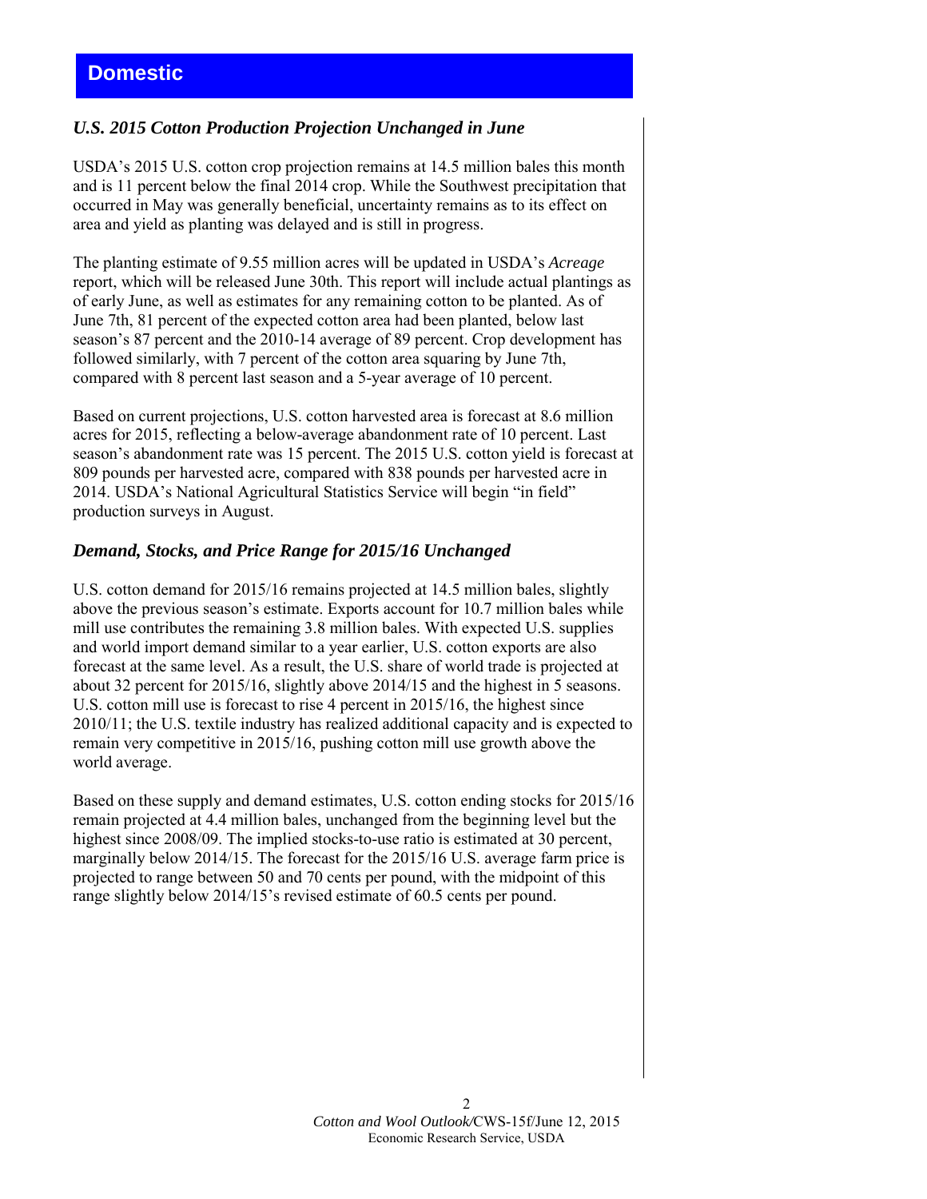# Domestic

### *U.S. 2015 Cotton Production Projection Unchanged in June*

USDA's 2015 U.S. cotton crop projection remains at 14.5 million bales this month and is 11 percent below the final 2014 crop. While the Southwest precipitation that occurred in May was generally beneficial, uncertainty remains as to its effect on area and yield as planting was delayed and is still in progress.

The planting estimate of 9.55 million acres will be updated in USDA's *Acreage* report, which will be released June 30th. This report will include actual plantings as of early June, as well as estimates for any remaining cotton to be planted. As of June 7th, 81 percent of the expected cotton area had been planted, below last season's 87 percent and the 2010-14 average of 89 percent. Crop development has followed similarly, with 7 percent of the cotton area squaring by June 7th, compared with 8 percent last season and a 5-year average of 10 percent.

Based on current projections, U.S. cotton harvested area is forecast at 8.6 million acres for 2015, reflecting a below-average abandonment rate of 10 percent. Last season's abandonment rate was 15 percent. The 2015 U.S. cotton yield is forecast at 809 pounds per harvested acre, compared with 838 pounds per harvested acre in 2014. USDA's National Agricultural Statistics Service will begin "in field" production surveys in August.

### *Demand, Stocks, and Price Range for 2015/16 Unchanged*

U.S. cotton demand for 2015/16 remains projected at 14.5 million bales, slightly above the previous season's estimate. Exports account for 10.7 million bales while mill use contributes the remaining 3.8 million bales. With expected U.S. supplies and world import demand similar to a year earlier, U.S. cotton exports are also forecast at the same level. As a result, the U.S. share of world trade is projected at about 32 percent for 2015/16, slightly above 2014/15 and the highest in 5 seasons. U.S. cotton mill use is forecast to rise 4 percent in 2015/16, the highest since 2010/11; the U.S. textile industry has realized additional capacity and is expected to remain very competitive in 2015/16, pushing cotton mill use growth above the world average.

Based on these supply and demand estimates, U.S. cotton ending stocks for 2015/16 remain projected at 4.4 million bales, unchanged from the beginning level but the highest since 2008/09. The implied stocks-to-use ratio is estimated at 30 percent, marginally below 2014/15. The forecast for the 2015/16 U.S. average farm price is projected to range between 50 and 70 cents per pound, with the midpoint of this range slightly below 2014/15's revised estimate of 60.5 cents per pound.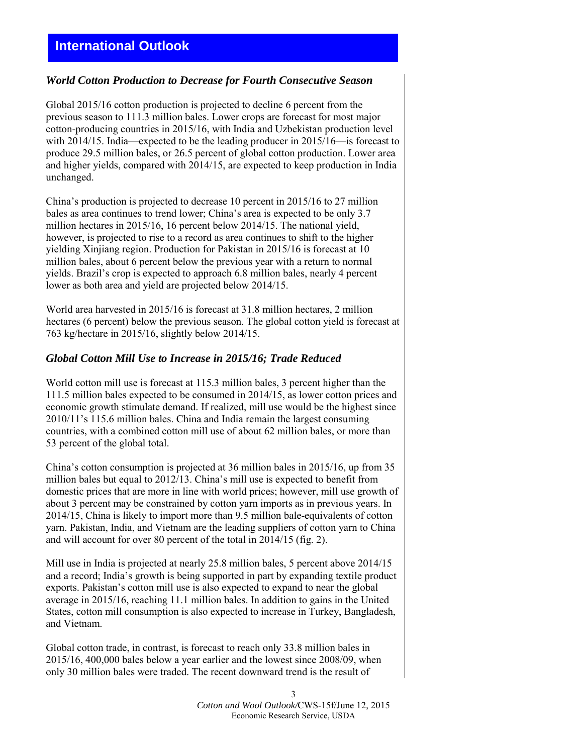## International Outlook

### *World Cotton Production to Decrease for Fourth Consecutive Season*

Global 2015/16 cotton production is projected to decline 6 percent from the previous season to 111.3 million bales. Lower crops are forecast for most major cotton-producing countries in 2015/16, with India and Uzbekistan production level with 2014/15. India—expected to be the leading producer in 2015/16—is forecast to produce 29.5 million bales, or 26.5 percent of global cotton production. Lower area and higher yields, compared with 2014/15, are expected to keep production in India unchanged.

China's production is projected to decrease 10 percent in 2015/16 to 27 million bales as area continues to trend lower; China's area is expected to be only 3.7 million hectares in 2015/16, 16 percent below 2014/15. The national yield, however, is projected to rise to a record as area continues to shift to the higher yielding Xinjiang region. Production for Pakistan in 2015/16 is forecast at 10 million bales, about 6 percent below the previous year with a return to normal yields. Brazil's crop is expected to approach 6.8 million bales, nearly 4 percent lower as both area and yield are projected below 2014/15.

World area harvested in 2015/16 is forecast at 31.8 million hectares, 2 million hectares (6 percent) below the previous season. The global cotton yield is forecast at 763 kg/hectare in 2015/16, slightly below 2014/15.

### *Global Cotton Mill Use to Increase in 2015/16; Trade Reduced*

World cotton mill use is forecast at 115.3 million bales, 3 percent higher than the 111.5 million bales expected to be consumed in 2014/15, as lower cotton prices and economic growth stimulate demand. If realized, mill use would be the highest since 2010/11's 115.6 million bales. China and India remain the largest consuming countries, with a combined cotton mill use of about 62 million bales, or more than 53 percent of the global total.

China's cotton consumption is projected at 36 million bales in 2015/16, up from 35 million bales but equal to 2012/13. China's mill use is expected to benefit from domestic prices that are more in line with world prices; however, mill use growth of about 3 percent may be constrained by cotton yarn imports as in previous years. In 2014/15, China is likely to import more than 9.5 million bale-equivalents of cotton yarn. Pakistan, India, and Vietnam are the leading suppliers of cotton yarn to China and will account for over 80 percent of the total in 2014/15 (fig. 2).

Mill use in India is projected at nearly 25.8 million bales, 5 percent above 2014/15 and a record; India's growth is being supported in part by expanding textile product exports. Pakistan's cotton mill use is also expected to expand to near the global average in 2015/16, reaching 11.1 million bales. In addition to gains in the United States, cotton mill consumption is also expected to increase in Turkey, Bangladesh, and Vietnam.

Global cotton trade, in contrast, is forecast to reach only 33.8 million bales in 2015/16, 400,000 bales below a year earlier and the lowest since 2008/09, when only 30 million bales were traded. The recent downward trend is the result of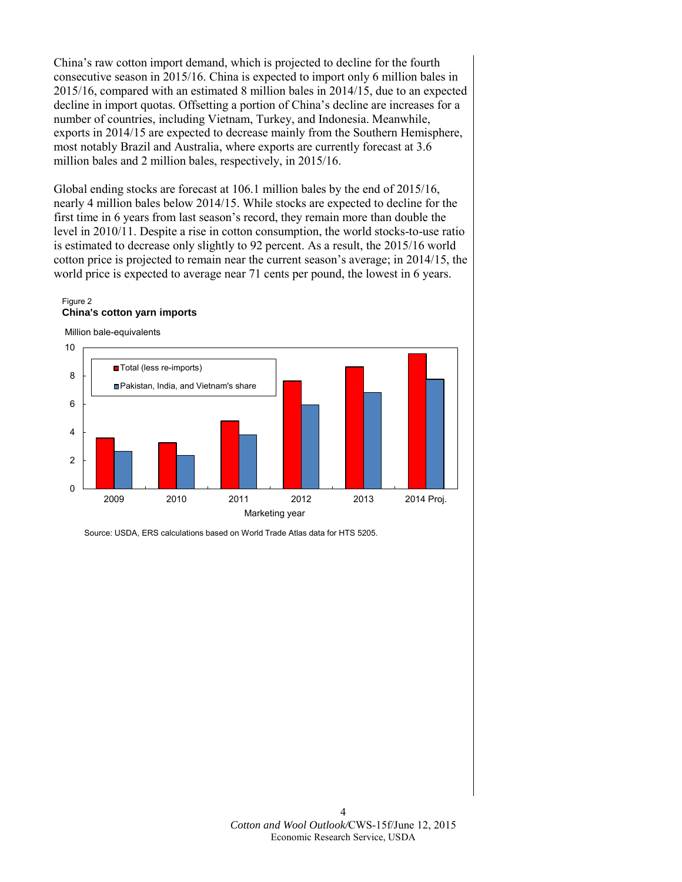China's raw cotton import demand, which is projected to decline for the fourth consecutive season in 2015/16. China is expected to import only 6 million bales in 2015/16, compared with an estimated 8 million bales in 2014/15, due to an expected decline in import quotas. Offsetting a portion of China's decline are increases for a number of countries, including Vietnam, Turkey, and Indonesia. Meanwhile, exports in 2014/15 are expected to decrease mainly from the Southern Hemisphere, most notably Brazil and Australia, where exports are currently forecast at 3.6 million bales and 2 million bales, respectively, in 2015/16.

Global ending stocks are forecast at 106.1 million bales by the end of 2015/16, nearly 4 million bales below 2014/15. While stocks are expected to decline for the first time in 6 years from last season's record, they remain more than double the level in 2010/11. Despite a rise in cotton consumption, the world stocks-to-use ratio is estimated to decrease only slightly to 92 percent. As a result, the 2015/16 world cotton price is projected to remain near the current season's average; in 2014/15, the world price is expected to average near 71 cents per pound, the lowest in 6 years.

Figure 2
**China's cotton yarn imports**

Million bale-equivalents

| Marketing year | Total (less re-imports) | Pakistan, India, and Vietnam's share |
|---|---|---|
| 2009 | 3.6 | 2.7 |
| 2010 | 3.3 | 2.4 |
| 2011 | 4.8 | 3.8 |
| 2012 | 7.6 | 6.0 |
| 2013 | 8.6 | 6.8 |
| 2014 Proj. | 9.6 | 7.8 |

Source: USDA, ERS calculations based on World Trade Atlas data for HTS 5205.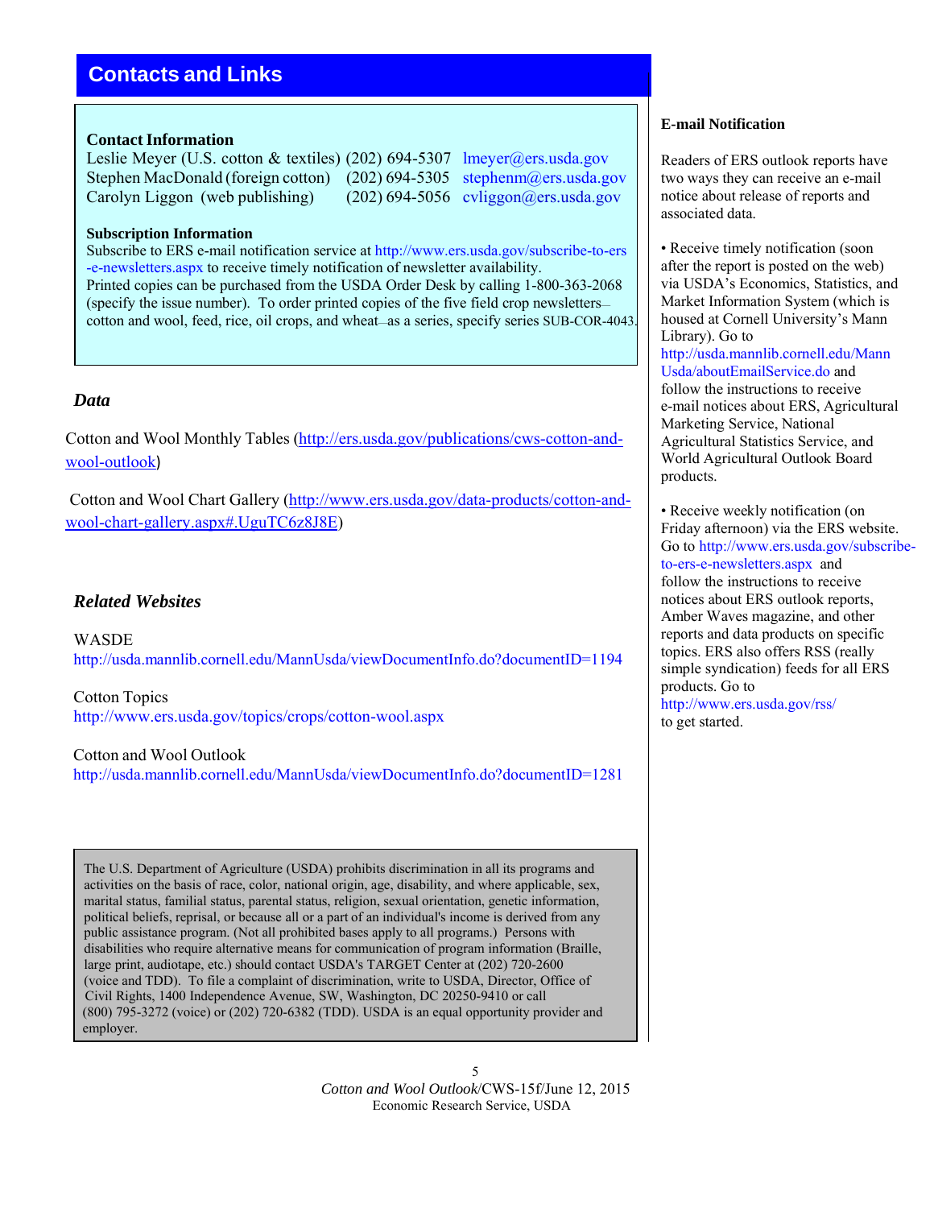# Contacts and Links

**Contact Information**

Leslie Meyer (U.S. cotton & textiles) (202) 694-5307 lmeyer@ers.usda.gov
Stephen MacDonald (foreign cotton) (202) 694-5305 stephenm@ers.usda.gov
Carolyn Liggon (web publishing) (202) 694-5056 cvliggon@ers.usda.gov

**Subscription Information**

Subscribe to ERS e-mail notification service at http://www.ers.usda.gov/subscribe-to-ers-e-newsletters.aspx to receive timely notification of newsletter availability.
Printed copies can be purchased from the USDA Order Desk by calling 1-800-363-2068 (specify the issue number). To order printed copies of the five field crop newsletters—cotton and wool, feed, rice, oil crops, and wheat—as a series, specify series SUB-COR-4043.

### *Data*

Cotton and Wool Monthly Tables (http://ers.usda.gov/publications/cws-cotton-and-wool-outlook)

Cotton and Wool Chart Gallery (http://www.ers.usda.gov/data-products/cotton-and-wool-chart-gallery.aspx#.UguTC6z8J8E)

### *Related Websites*

WASDE
http://usda.mannlib.cornell.edu/MannUsda/viewDocumentInfo.do?documentID=1194

Cotton Topics
http://www.ers.usda.gov/topics/crops/cotton-wool.aspx

Cotton and Wool Outlook
http://usda.mannlib.cornell.edu/MannUsda/viewDocumentInfo.do?documentID=1281

The U.S. Department of Agriculture (USDA) prohibits discrimination in all its programs and activities on the basis of race, color, national origin, age, disability, and where applicable, sex, marital status, familial status, parental status, religion, sexual orientation, genetic information, political beliefs, reprisal, or because all or a part of an individual's income is derived from any public assistance program. (Not all prohibited bases apply to all programs.) Persons with disabilities who require alternative means for communication of program information (Braille, large print, audiotape, etc.) should contact USDA's TARGET Center at (202) 720-2600 (voice and TDD). To file a complaint of discrimination, write to USDA, Director, Office of Civil Rights, 1400 Independence Avenue, SW, Washington, DC 20250-9410 or call (800) 795-3272 (voice) or (202) 720-6382 (TDD). USDA is an equal opportunity provider and employer.

**E-mail Notification**

Readers of ERS outlook reports have two ways they can receive an e-mail notice about release of reports and associated data.

- Receive timely notification (soon after the report is posted on the web) via USDA's Economics, Statistics, and Market Information System (which is housed at Cornell University's Mann Library). Go to http://usda.mannlib.cornell.edu/MannUsda/aboutEmailService.do and follow the instructions to receive e-mail notices about ERS, Agricultural Marketing Service, National Agricultural Statistics Service, and World Agricultural Outlook Board products.

- Receive weekly notification (on Friday afternoon) via the ERS website. Go to http://www.ers.usda.gov/subscribe-to-ers-e-newsletters.aspx and follow the instructions to receive notices about ERS outlook reports, Amber Waves magazine, and other reports and data products on specific topics. ERS also offers RSS (really simple syndication) feeds for all ERS products. Go to http://www.ers.usda.gov/rss/ to get started.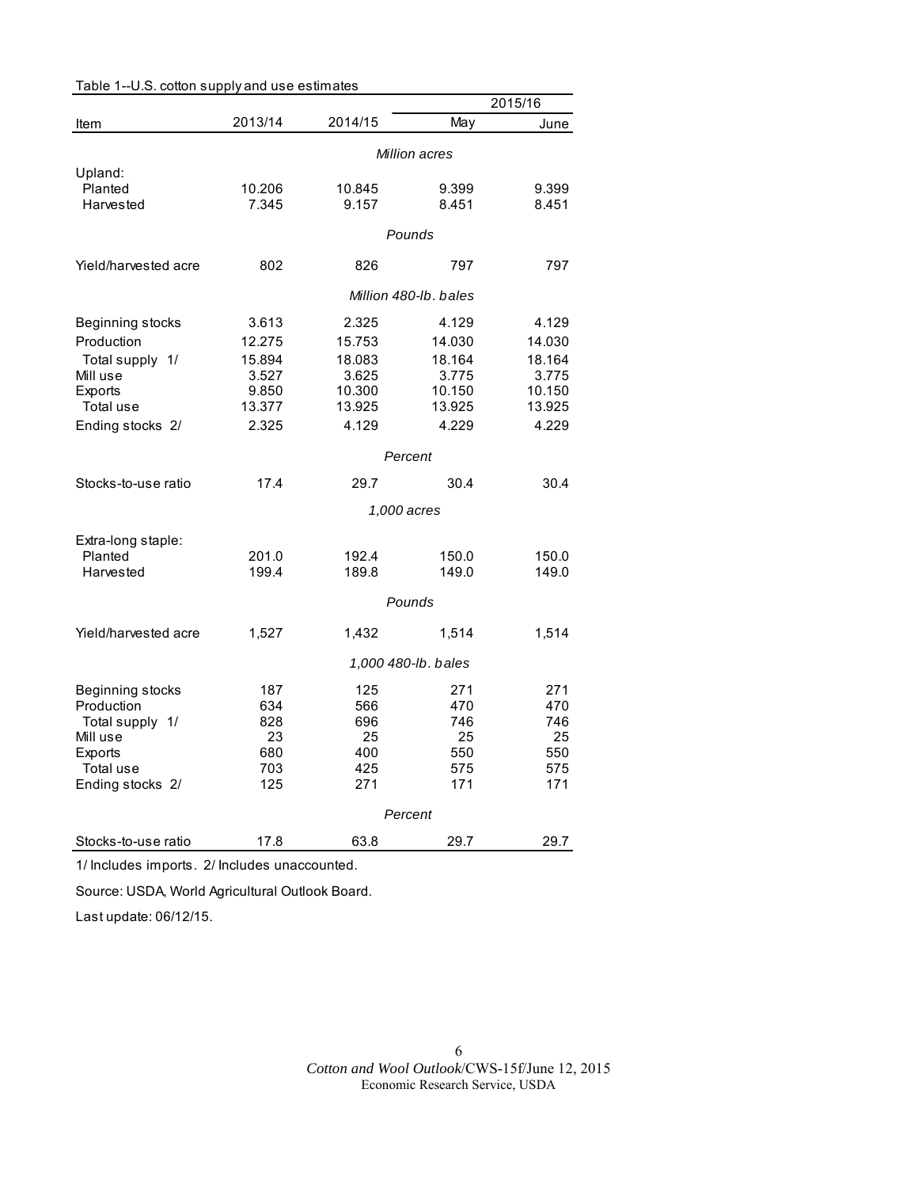Table 1--U.S. cotton supply and use estimates

| Item | 2013/14 | 2014/15 | 2015/16 May | 2015/16 June |
|---|---|---|---|---|
| | | *Million acres* | | |
| Upland: | | | | |
| Planted | 10.206 | 10.845 | 9.399 | 9.399 |
| Harvested | 7.345 | 9.157 | 8.451 | 8.451 |
| | | *Pounds* | | |
| Yield/harvested acre | 802 | 826 | 797 | 797 |
| | | *Million 480-lb. bales* | | |
| Beginning stocks | 3.613 | 2.325 | 4.129 | 4.129 |
| Production | 12.275 | 15.753 | 14.030 | 14.030 |
| Total supply 1/ | 15.894 | 18.083 | 18.164 | 18.164 |
| Mill use | 3.527 | 3.625 | 3.775 | 3.775 |
| Exports | 9.850 | 10.300 | 10.150 | 10.150 |
| Total use | 13.377 | 13.925 | 13.925 | 13.925 |
| Ending stocks 2/ | 2.325 | 4.129 | 4.229 | 4.229 |
| | | *Percent* | | |
| Stocks-to-use ratio | 17.4 | 29.7 | 30.4 | 30.4 |
| | | *1,000 acres* | | |
| Extra-long staple: | | | | |
| Planted | 201.0 | 192.4 | 150.0 | 150.0 |
| Harvested | 199.4 | 189.8 | 149.0 | 149.0 |
| | | *Pounds* | | |
| Yield/harvested acre | 1,527 | 1,432 | 1,514 | 1,514 |
| | | *1,000 480-lb. bales* | | |
| Beginning stocks | 187 | 125 | 271 | 271 |
| Production | 634 | 566 | 470 | 470 |
| Total supply 1/ | 828 | 696 | 746 | 746 |
| Mill use | 23 | 25 | 25 | 25 |
| Exports | 680 | 400 | 550 | 550 |
| Total use | 703 | 425 | 575 | 575 |
| Ending stocks 2/ | 125 | 271 | 171 | 171 |
| | | *Percent* | | |
| Stocks-to-use ratio | 17.8 | 63.8 | 29.7 | 29.7 |

1/ Includes imports. 2/ Includes unaccounted.

Source: USDA, World Agricultural Outlook Board.

Last update: 06/12/15.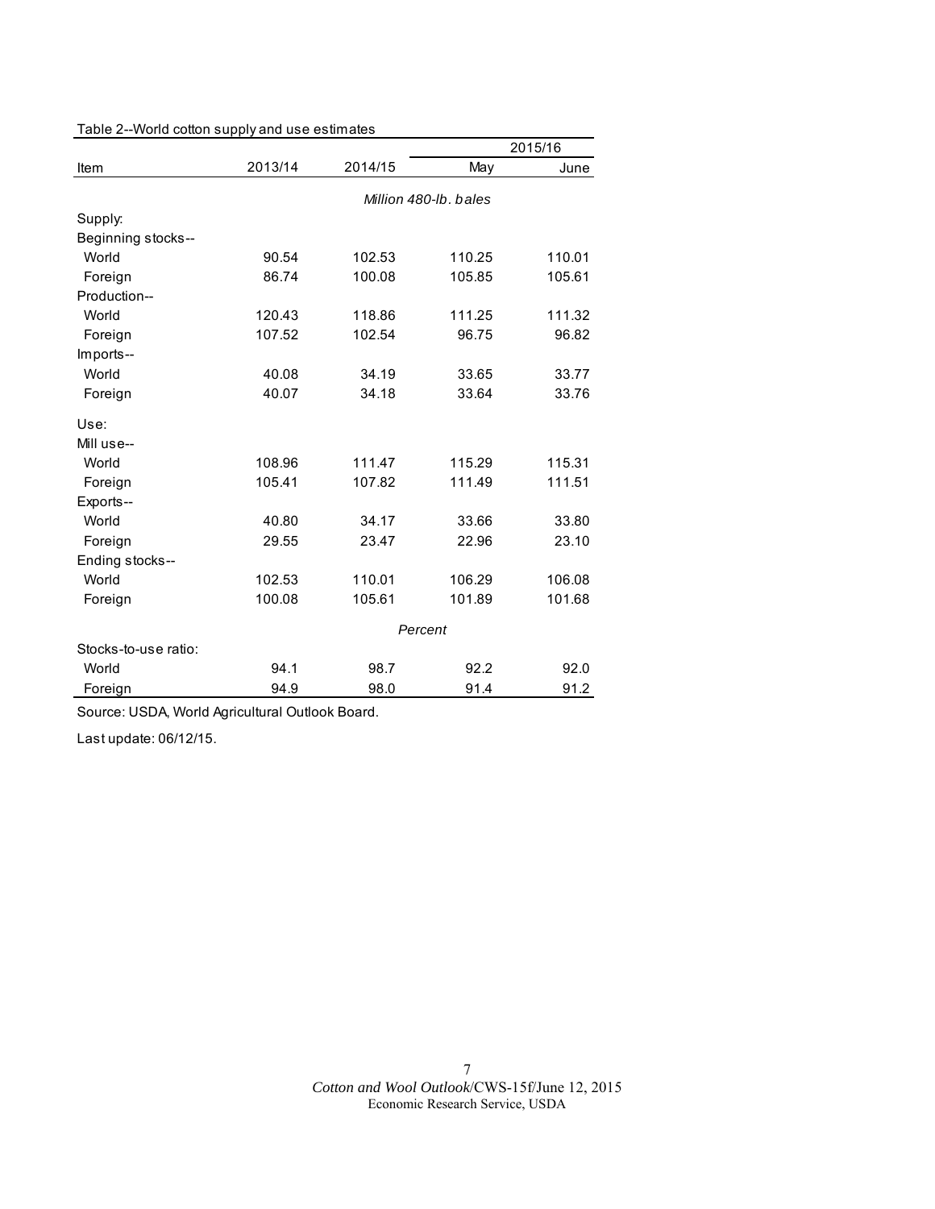Table 2--World cotton supply and use estimates

| Item | 2013/14 | 2014/15 | 2015/16 | |
|---|---|---|---|---|
| | | | May | June |
| | *Million 480-lb. bales* | | | |
| Supply: | | | | |
| Beginning stocks-- | | | | |
| World | 90.54 | 102.53 | 110.25 | 110.01 |
| Foreign | 86.74 | 100.08 | 105.85 | 105.61 |
| Production-- | | | | |
| World | 120.43 | 118.86 | 111.25 | 111.32 |
| Foreign | 107.52 | 102.54 | 96.75 | 96.82 |
| Imports-- | | | | |
| World | 40.08 | 34.19 | 33.65 | 33.77 |
| Foreign | 40.07 | 34.18 | 33.64 | 33.76 |
| Use: | | | | |
| Mill use-- | | | | |
| World | 108.96 | 111.47 | 115.29 | 115.31 |
| Foreign | 105.41 | 107.82 | 111.49 | 111.51 |
| Exports-- | | | | |
| World | 40.80 | 34.17 | 33.66 | 33.80 |
| Foreign | 29.55 | 23.47 | 22.96 | 23.10 |
| Ending stocks-- | | | | |
| World | 102.53 | 110.01 | 106.29 | 106.08 |
| Foreign | 100.08 | 105.61 | 101.89 | 101.68 |
| | *Percent* | | | |
| Stocks-to-use ratio: | | | | |
| World | 94.1 | 98.7 | 92.2 | 92.0 |
| Foreign | 94.9 | 98.0 | 91.4 | 91.2 |

Source: USDA, World Agricultural Outlook Board.

Last update: 06/12/15.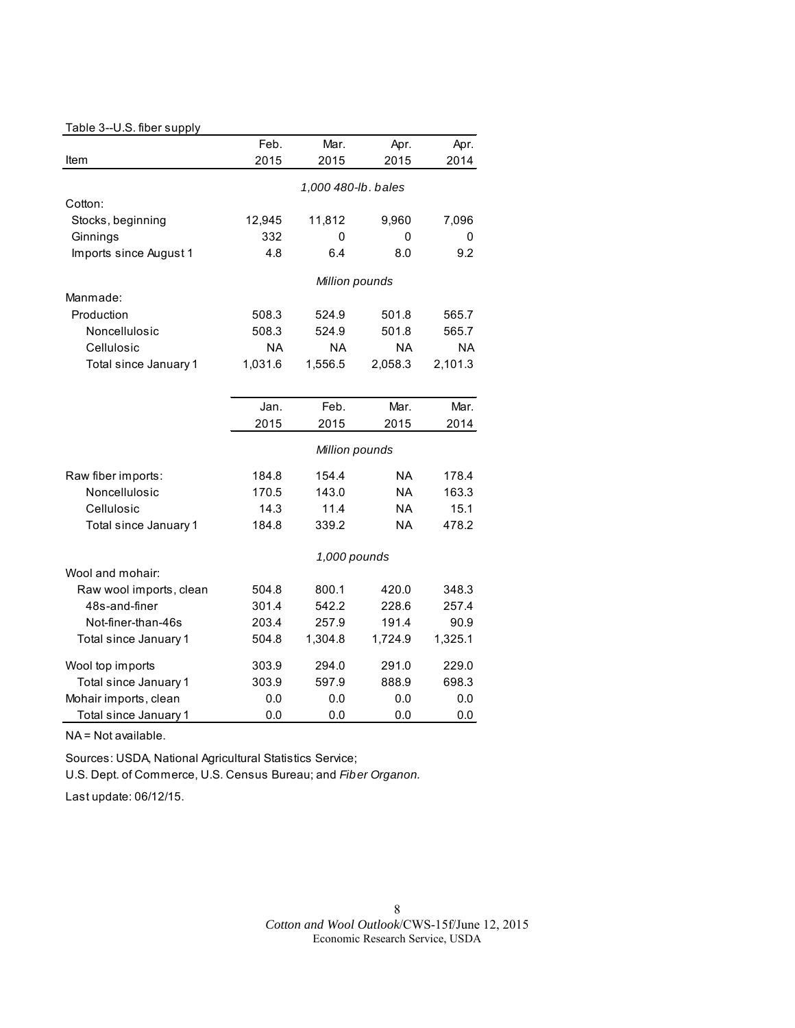Table 3--U.S. fiber supply

| Item | Feb. 2015 | Mar. 2015 | Apr. 2015 | Apr. 2014 |
|---|---|---|---|---|
| | *1,000 480-lb. bales* | | | |
| Cotton: | | | | |
| Stocks, beginning | 12,945 | 11,812 | 9,960 | 7,096 |
| Ginnings | 332 | 0 | 0 | 0 |
| Imports since August 1 | 4.8 | 6.4 | 8.0 | 9.2 |
| | *Million pounds* | | | |
| Manmade: | | | | |
| Production | 508.3 | 524.9 | 501.8 | 565.7 |
| Noncellulosic | 508.3 | 524.9 | 501.8 | 565.7 |
| Cellulosic | NA | NA | NA | NA |
| Total since January 1 | 1,031.6 | 1,556.5 | 2,058.3 | 2,101.3 |

| Item | Jan. 2015 | Feb. 2015 | Mar. 2015 | Mar. 2014 |
|---|---|---|---|---|
| | *Million pounds* | | | |
| Raw fiber imports: | 184.8 | 154.4 | NA | 178.4 |
| Noncellulosic | 170.5 | 143.0 | NA | 163.3 |
| Cellulosic | 14.3 | 11.4 | NA | 15.1 |
| Total since January 1 | 184.8 | 339.2 | NA | 478.2 |
| | *1,000 pounds* | | | |
| Wool and mohair: | | | | |
| Raw wool imports, clean | 504.8 | 800.1 | 420.0 | 348.3 |
| 48s-and-finer | 301.4 | 542.2 | 228.6 | 257.4 |
| Not-finer-than-46s | 203.4 | 257.9 | 191.4 | 90.9 |
| Total since January 1 | 504.8 | 1,304.8 | 1,724.9 | 1,325.1 |
| Wool top imports | 303.9 | 294.0 | 291.0 | 229.0 |
| Total since January 1 | 303.9 | 597.9 | 888.9 | 698.3 |
| Mohair imports, clean | 0.0 | 0.0 | 0.0 | 0.0 |
| Total since January 1 | 0.0 | 0.0 | 0.0 | 0.0 |

NA = Not available.

Sources: USDA, National Agricultural Statistics Service;
U.S. Dept. of Commerce, U.S. Census Bureau; and *Fiber Organon.*

Last update: 06/12/15.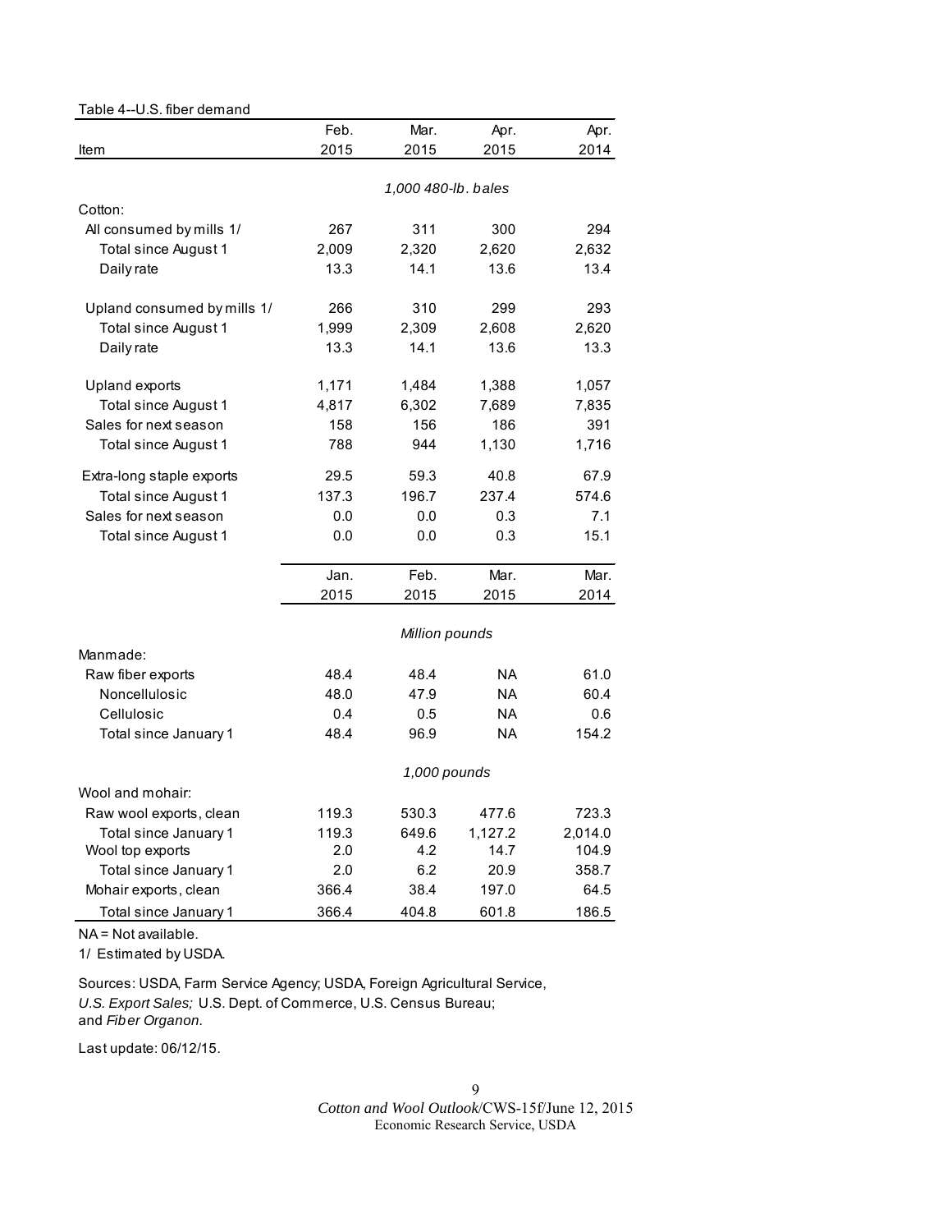Table 4--U.S. fiber demand

| Item | Feb. 2015 | Mar. 2015 | Apr. 2015 | Apr. 2014 |
|---|---|---|---|---|
| | *1,000 480-lb. bales* | | | |
| Cotton: | | | | |
| All consumed by mills 1/ | 267 | 311 | 300 | 294 |
| Total since August 1 | 2,009 | 2,320 | 2,620 | 2,632 |
| Daily rate | 13.3 | 14.1 | 13.6 | 13.4 |
| Upland consumed by mills 1/ | 266 | 310 | 299 | 293 |
| Total since August 1 | 1,999 | 2,309 | 2,608 | 2,620 |
| Daily rate | 13.3 | 14.1 | 13.6 | 13.3 |
| Upland exports | 1,171 | 1,484 | 1,388 | 1,057 |
| Total since August 1 | 4,817 | 6,302 | 7,689 | 7,835 |
| Sales for next season | 158 | 156 | 186 | 391 |
| Total since August 1 | 788 | 944 | 1,130 | 1,716 |
| Extra-long staple exports | 29.5 | 59.3 | 40.8 | 67.9 |
| Total since August 1 | 137.3 | 196.7 | 237.4 | 574.6 |
| Sales for next season | 0.0 | 0.0 | 0.3 | 7.1 |
| Total since August 1 | 0.0 | 0.0 | 0.3 | 15.1 |
| | **Jan. 2015** | **Feb. 2015** | **Mar. 2015** | **Mar. 2014** |
| | *Million pounds* | | | |
| Manmade: | | | | |
| Raw fiber exports | 48.4 | 48.4 | NA | 61.0 |
| Noncellulosic | 48.0 | 47.9 | NA | 60.4 |
| Cellulosic | 0.4 | 0.5 | NA | 0.6 |
| Total since January 1 | 48.4 | 96.9 | NA | 154.2 |
| | *1,000 pounds* | | | |
| Wool and mohair: | | | | |
| Raw wool exports, clean | 119.3 | 530.3 | 477.6 | 723.3 |
| Total since January 1 | 119.3 | 649.6 | 1,127.2 | 2,014.0 |
| Wool top exports | 2.0 | 4.2 | 14.7 | 104.9 |
| Total since January 1 | 2.0 | 6.2 | 20.9 | 358.7 |
| Mohair exports, clean | 366.4 | 38.4 | 197.0 | 64.5 |
| Total since January 1 | 366.4 | 404.8 | 601.8 | 186.5 |

NA = Not available.

1/ Estimated by USDA.

Sources: USDA, Farm Service Agency; USDA, Foreign Agricultural Service, *U.S. Export Sales;* U.S. Dept. of Commerce, U.S. Census Bureau; and *Fiber Organon.*

Last update: 06/12/15.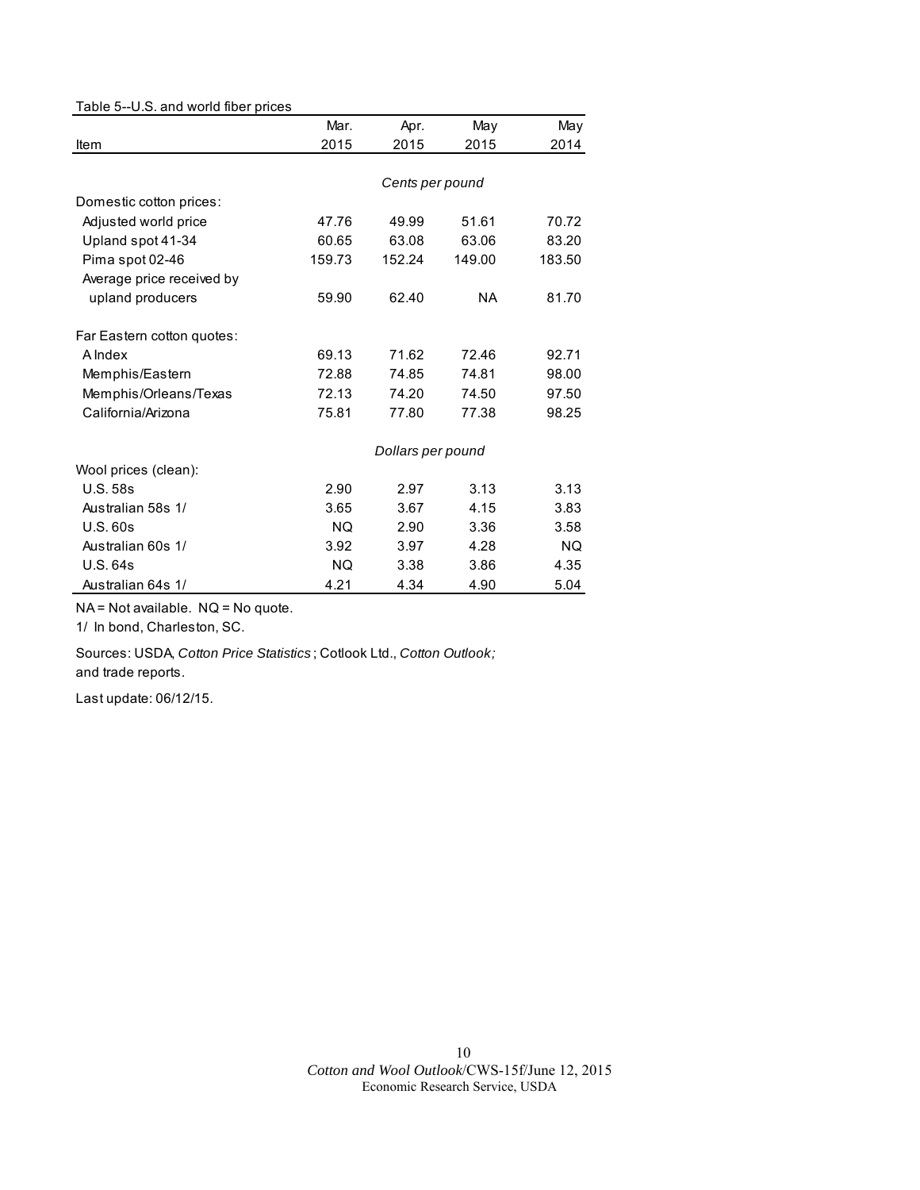Table 5--U.S. and world fiber prices

| Item | Mar. 2015 | Apr. 2015 | May 2015 | May 2014 |
|---|---|---|---|---|
| | *Cents per pound* | | | |
| Domestic cotton prices: | | | | |
| Adjusted world price | 47.76 | 49.99 | 51.61 | 70.72 |
| Upland spot 41-34 | 60.65 | 63.08 | 63.06 | 83.20 |
| Pima spot 02-46 | 159.73 | 152.24 | 149.00 | 183.50 |
| Average price received by upland producers | 59.90 | 62.40 | NA | 81.70 |
| Far Eastern cotton quotes: | | | | |
| A Index | 69.13 | 71.62 | 72.46 | 92.71 |
| Memphis/Eastern | 72.88 | 74.85 | 74.81 | 98.00 |
| Memphis/Orleans/Texas | 72.13 | 74.20 | 74.50 | 97.50 |
| California/Arizona | 75.81 | 77.80 | 77.38 | 98.25 |
| | *Dollars per pound* | | | |
| Wool prices (clean): | | | | |
| U.S. 58s | 2.90 | 2.97 | 3.13 | 3.13 |
| Australian 58s 1/ | 3.65 | 3.67 | 4.15 | 3.83 |
| U.S. 60s | NQ | 2.90 | 3.36 | 3.58 |
| Australian 60s 1/ | 3.92 | 3.97 | 4.28 | NQ |
| U.S. 64s | NQ | 3.38 | 3.86 | 4.35 |
| Australian 64s 1/ | 4.21 | 4.34 | 4.90 | 5.04 |

NA = Not available. NQ = No quote.

1/ In bond, Charleston, SC.

Sources: USDA, *Cotton Price Statistics*; Cotlook Ltd., *Cotton Outlook;* and trade reports.

Last update: 06/12/15.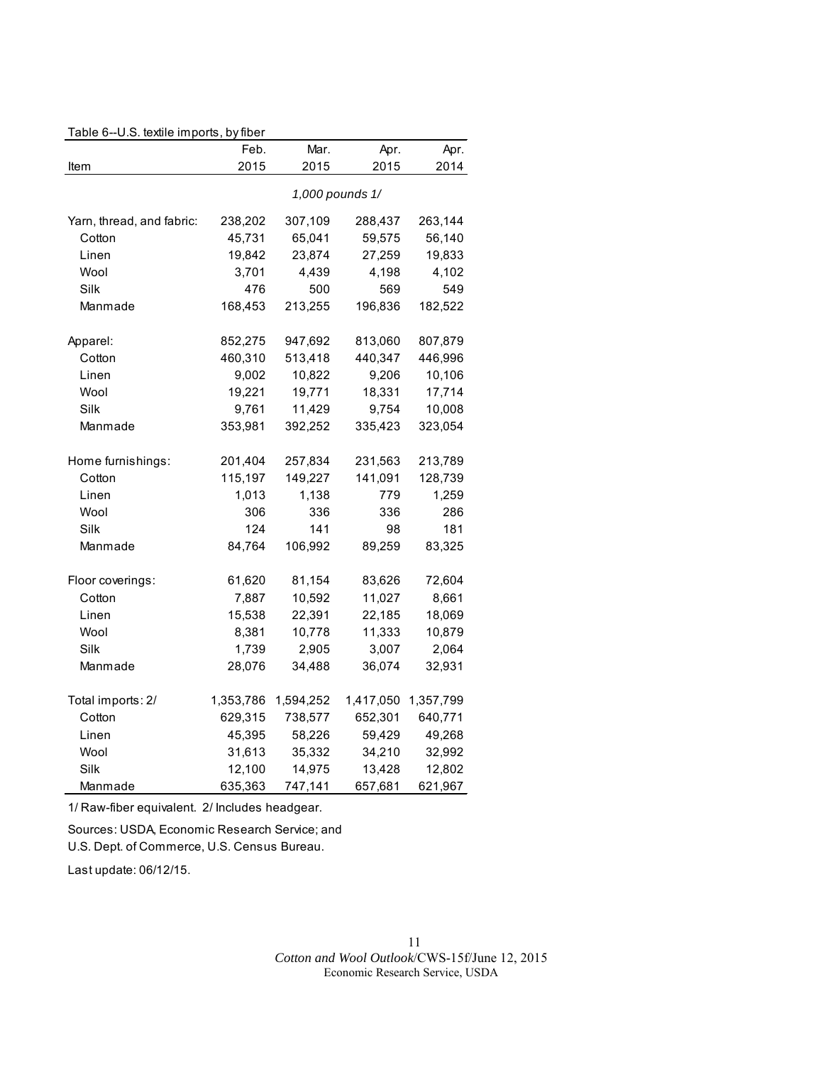Table 6--U.S. textile imports, by fiber

| Item | Feb. 2015 | Mar. 2015 | Apr. 2015 | Apr. 2014 |
|---|---|---|---|---|
| | 1,000 pounds 1/ | | | |
| Yarn, thread, and fabric: | 238,202 | 307,109 | 288,437 | 263,144 |
| Cotton | 45,731 | 65,041 | 59,575 | 56,140 |
| Linen | 19,842 | 23,874 | 27,259 | 19,833 |
| Wool | 3,701 | 4,439 | 4,198 | 4,102 |
| Silk | 476 | 500 | 569 | 549 |
| Manmade | 168,453 | 213,255 | 196,836 | 182,522 |
| Apparel: | 852,275 | 947,692 | 813,060 | 807,879 |
| Cotton | 460,310 | 513,418 | 440,347 | 446,996 |
| Linen | 9,002 | 10,822 | 9,206 | 10,106 |
| Wool | 19,221 | 19,771 | 18,331 | 17,714 |
| Silk | 9,761 | 11,429 | 9,754 | 10,008 |
| Manmade | 353,981 | 392,252 | 335,423 | 323,054 |
| Home furnishings: | 201,404 | 257,834 | 231,563 | 213,789 |
| Cotton | 115,197 | 149,227 | 141,091 | 128,739 |
| Linen | 1,013 | 1,138 | 779 | 1,259 |
| Wool | 306 | 336 | 336 | 286 |
| Silk | 124 | 141 | 98 | 181 |
| Manmade | 84,764 | 106,992 | 89,259 | 83,325 |
| Floor coverings: | 61,620 | 81,154 | 83,626 | 72,604 |
| Cotton | 7,887 | 10,592 | 11,027 | 8,661 |
| Linen | 15,538 | 22,391 | 22,185 | 18,069 |
| Wool | 8,381 | 10,778 | 11,333 | 10,879 |
| Silk | 1,739 | 2,905 | 3,007 | 2,064 |
| Manmade | 28,076 | 34,488 | 36,074 | 32,931 |
| Total imports: 2/ | 1,353,786 | 1,594,252 | 1,417,050 | 1,357,799 |
| Cotton | 629,315 | 738,577 | 652,301 | 640,771 |
| Linen | 45,395 | 58,226 | 59,429 | 49,268 |
| Wool | 31,613 | 35,332 | 34,210 | 32,992 |
| Silk | 12,100 | 14,975 | 13,428 | 12,802 |
| Manmade | 635,363 | 747,141 | 657,681 | 621,967 |

1/ Raw-fiber equivalent. 2/ Includes headgear.

Sources: USDA, Economic Research Service; and U.S. Dept. of Commerce, U.S. Census Bureau.

Last update: 06/12/15.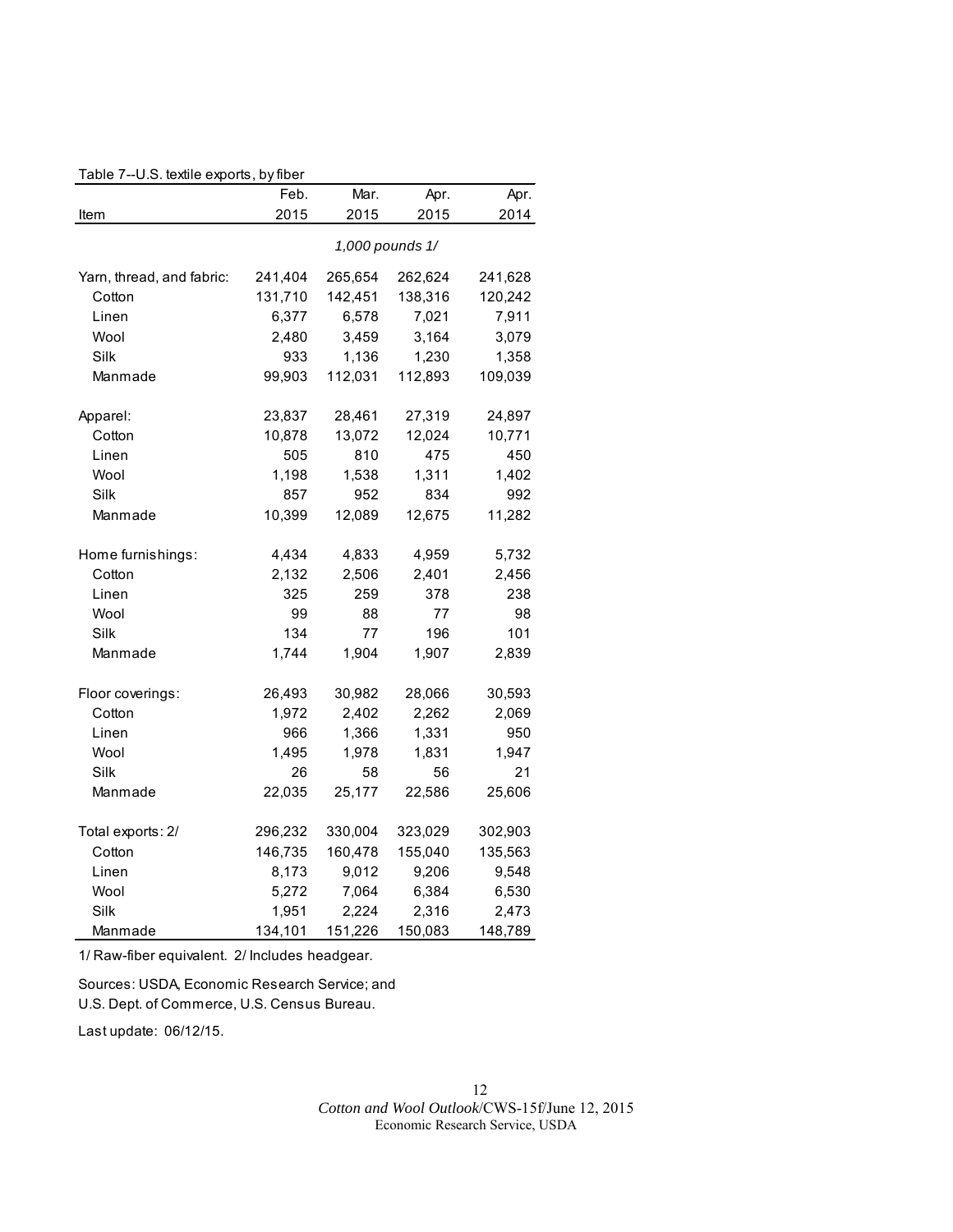Table 7--U.S. textile exports, by fiber

| Item | Feb. 2015 | Mar. 2015 | Apr. 2015 | Apr. 2014 |
|---|---|---|---|---|
| | *1,000 pounds 1/* | | | |
| Yarn, thread, and fabric: | 241,404 | 265,654 | 262,624 | 241,628 |
| Cotton | 131,710 | 142,451 | 138,316 | 120,242 |
| Linen | 6,377 | 6,578 | 7,021 | 7,911 |
| Wool | 2,480 | 3,459 | 3,164 | 3,079 |
| Silk | 933 | 1,136 | 1,230 | 1,358 |
| Manmade | 99,903 | 112,031 | 112,893 | 109,039 |
| Apparel: | 23,837 | 28,461 | 27,319 | 24,897 |
| Cotton | 10,878 | 13,072 | 12,024 | 10,771 |
| Linen | 505 | 810 | 475 | 450 |
| Wool | 1,198 | 1,538 | 1,311 | 1,402 |
| Silk | 857 | 952 | 834 | 992 |
| Manmade | 10,399 | 12,089 | 12,675 | 11,282 |
| Home furnishings: | 4,434 | 4,833 | 4,959 | 5,732 |
| Cotton | 2,132 | 2,506 | 2,401 | 2,456 |
| Linen | 325 | 259 | 378 | 238 |
| Wool | 99 | 88 | 77 | 98 |
| Silk | 134 | 77 | 196 | 101 |
| Manmade | 1,744 | 1,904 | 1,907 | 2,839 |
| Floor coverings: | 26,493 | 30,982 | 28,066 | 30,593 |
| Cotton | 1,972 | 2,402 | 2,262 | 2,069 |
| Linen | 966 | 1,366 | 1,331 | 950 |
| Wool | 1,495 | 1,978 | 1,831 | 1,947 |
| Silk | 26 | 58 | 56 | 21 |
| Manmade | 22,035 | 25,177 | 22,586 | 25,606 |
| Total exports: 2/ | 296,232 | 330,004 | 323,029 | 302,903 |
| Cotton | 146,735 | 160,478 | 155,040 | 135,563 |
| Linen | 8,173 | 9,012 | 9,206 | 9,548 |
| Wool | 5,272 | 7,064 | 6,384 | 6,530 |
| Silk | 1,951 | 2,224 | 2,316 | 2,473 |
| Manmade | 134,101 | 151,226 | 150,083 | 148,789 |

1/ Raw-fiber equivalent. 2/ Includes headgear.

Sources: USDA, Economic Research Service; and U.S. Dept. of Commerce, U.S. Census Bureau.

Last update: 06/12/15.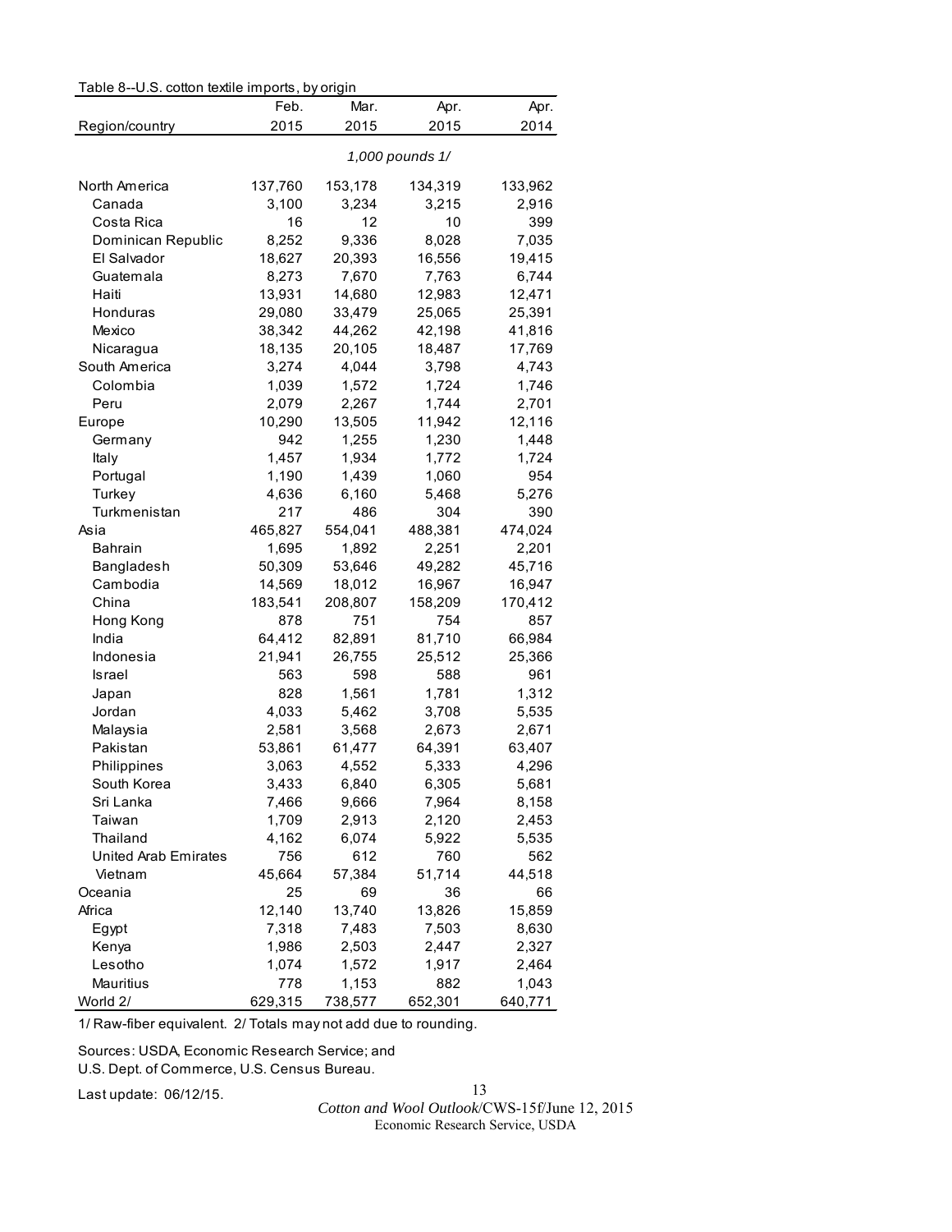Table 8--U.S. cotton textile imports, by origin

| Region/country | Feb. 2015 | Mar. 2015 | Apr. 2015 | Apr. 2014 |
|---|---|---|---|---|
| | *1,000 pounds 1/* | | | |
| North America | 137,760 | 153,178 | 134,319 | 133,962 |
| Canada | 3,100 | 3,234 | 3,215 | 2,916 |
| Costa Rica | 16 | 12 | 10 | 399 |
| Dominican Republic | 8,252 | 9,336 | 8,028 | 7,035 |
| El Salvador | 18,627 | 20,393 | 16,556 | 19,415 |
| Guatemala | 8,273 | 7,670 | 7,763 | 6,744 |
| Haiti | 13,931 | 14,680 | 12,983 | 12,471 |
| Honduras | 29,080 | 33,479 | 25,065 | 25,391 |
| Mexico | 38,342 | 44,262 | 42,198 | 41,816 |
| Nicaragua | 18,135 | 20,105 | 18,487 | 17,769 |
| South America | 3,274 | 4,044 | 3,798 | 4,743 |
| Colombia | 1,039 | 1,572 | 1,724 | 1,746 |
| Peru | 2,079 | 2,267 | 1,744 | 2,701 |
| Europe | 10,290 | 13,505 | 11,942 | 12,116 |
| Germany | 942 | 1,255 | 1,230 | 1,448 |
| Italy | 1,457 | 1,934 | 1,772 | 1,724 |
| Portugal | 1,190 | 1,439 | 1,060 | 954 |
| Turkey | 4,636 | 6,160 | 5,468 | 5,276 |
| Turkmenistan | 217 | 486 | 304 | 390 |
| Asia | 465,827 | 554,041 | 488,381 | 474,024 |
| Bahrain | 1,695 | 1,892 | 2,251 | 2,201 |
| Bangladesh | 50,309 | 53,646 | 49,282 | 45,716 |
| Cambodia | 14,569 | 18,012 | 16,967 | 16,947 |
| China | 183,541 | 208,807 | 158,209 | 170,412 |
| Hong Kong | 878 | 751 | 754 | 857 |
| India | 64,412 | 82,891 | 81,710 | 66,984 |
| Indonesia | 21,941 | 26,755 | 25,512 | 25,366 |
| Israel | 563 | 598 | 588 | 961 |
| Japan | 828 | 1,561 | 1,781 | 1,312 |
| Jordan | 4,033 | 5,462 | 3,708 | 5,535 |
| Malaysia | 2,581 | 3,568 | 2,673 | 2,671 |
| Pakistan | 53,861 | 61,477 | 64,391 | 63,407 |
| Philippines | 3,063 | 4,552 | 5,333 | 4,296 |
| South Korea | 3,433 | 6,840 | 6,305 | 5,681 |
| Sri Lanka | 7,466 | 9,666 | 7,964 | 8,158 |
| Taiwan | 1,709 | 2,913 | 2,120 | 2,453 |
| Thailand | 4,162 | 6,074 | 5,922 | 5,535 |
| United Arab Emirates | 756 | 612 | 760 | 562 |
| Vietnam | 45,664 | 57,384 | 51,714 | 44,518 |
| Oceania | 25 | 69 | 36 | 66 |
| Africa | 12,140 | 13,740 | 13,826 | 15,859 |
| Egypt | 7,318 | 7,483 | 7,503 | 8,630 |
| Kenya | 1,986 | 2,503 | 2,447 | 2,327 |
| Lesotho | 1,074 | 1,572 | 1,917 | 2,464 |
| Mauritius | 778 | 1,153 | 882 | 1,043 |
| World 2/ | 629,315 | 738,577 | 652,301 | 640,771 |

1/ Raw-fiber equivalent. 2/ Totals may not add due to rounding.

Sources: USDA, Economic Research Service; and U.S. Dept. of Commerce, U.S. Census Bureau.

Last update: 06/12/15.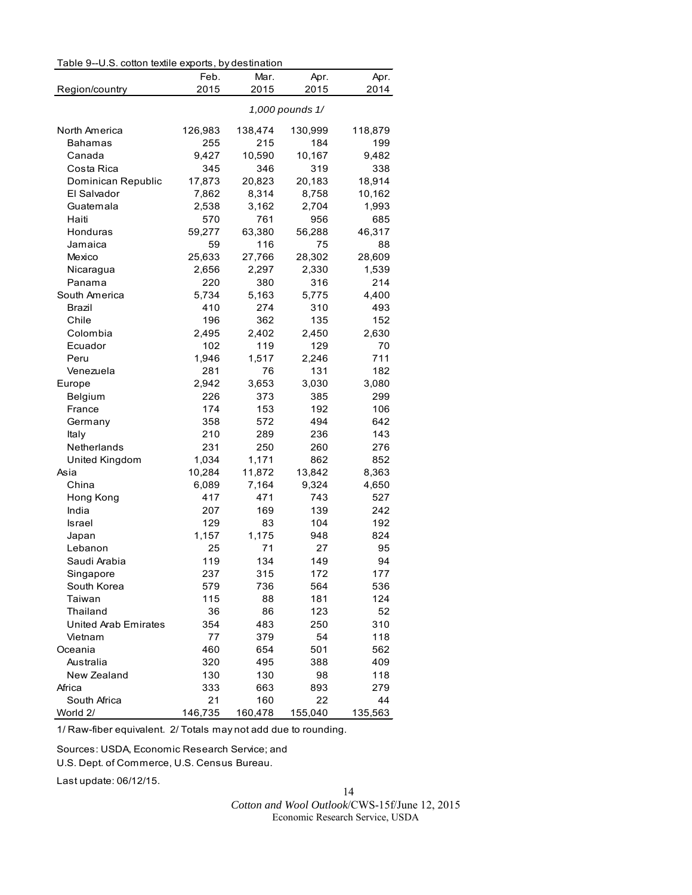Table 9--U.S. cotton textile exports, by destination

| Region/country | Feb. 2015 | Mar. 2015 | Apr. 2015 | Apr. 2014 |
|---|---|---|---|---|
| | *1,000 pounds 1/* | | | |
| North America | 126,983 | 138,474 | 130,999 | 118,879 |
| Bahamas | 255 | 215 | 184 | 199 |
| Canada | 9,427 | 10,590 | 10,167 | 9,482 |
| Costa Rica | 345 | 346 | 319 | 338 |
| Dominican Republic | 17,873 | 20,823 | 20,183 | 18,914 |
| El Salvador | 7,862 | 8,314 | 8,758 | 10,162 |
| Guatemala | 2,538 | 3,162 | 2,704 | 1,993 |
| Haiti | 570 | 761 | 956 | 685 |
| Honduras | 59,277 | 63,380 | 56,288 | 46,317 |
| Jamaica | 59 | 116 | 75 | 88 |
| Mexico | 25,633 | 27,766 | 28,302 | 28,609 |
| Nicaragua | 2,656 | 2,297 | 2,330 | 1,539 |
| Panama | 220 | 380 | 316 | 214 |
| South America | 5,734 | 5,163 | 5,775 | 4,400 |
| Brazil | 410 | 274 | 310 | 493 |
| Chile | 196 | 362 | 135 | 152 |
| Colombia | 2,495 | 2,402 | 2,450 | 2,630 |
| Ecuador | 102 | 119 | 129 | 70 |
| Peru | 1,946 | 1,517 | 2,246 | 711 |
| Venezuela | 281 | 76 | 131 | 182 |
| Europe | 2,942 | 3,653 | 3,030 | 3,080 |
| Belgium | 226 | 373 | 385 | 299 |
| France | 174 | 153 | 192 | 106 |
| Germany | 358 | 572 | 494 | 642 |
| Italy | 210 | 289 | 236 | 143 |
| Netherlands | 231 | 250 | 260 | 276 |
| United Kingdom | 1,034 | 1,171 | 862 | 852 |
| Asia | 10,284 | 11,872 | 13,842 | 8,363 |
| China | 6,089 | 7,164 | 9,324 | 4,650 |
| Hong Kong | 417 | 471 | 743 | 527 |
| India | 207 | 169 | 139 | 242 |
| Israel | 129 | 83 | 104 | 192 |
| Japan | 1,157 | 1,175 | 948 | 824 |
| Lebanon | 25 | 71 | 27 | 95 |
| Saudi Arabia | 119 | 134 | 149 | 94 |
| Singapore | 237 | 315 | 172 | 177 |
| South Korea | 579 | 736 | 564 | 536 |
| Taiwan | 115 | 88 | 181 | 124 |
| Thailand | 36 | 86 | 123 | 52 |
| United Arab Emirates | 354 | 483 | 250 | 310 |
| Vietnam | 77 | 379 | 54 | 118 |
| Oceania | 460 | 654 | 501 | 562 |
| Australia | 320 | 495 | 388 | 409 |
| New Zealand | 130 | 130 | 98 | 118 |
| Africa | 333 | 663 | 893 | 279 |
| South Africa | 21 | 160 | 22 | 44 |
| World 2/ | 146,735 | 160,478 | 155,040 | 135,563 |

1/ Raw-fiber equivalent. 2/ Totals may not add due to rounding.

Sources: USDA, Economic Research Service; and
U.S. Dept. of Commerce, U.S. Census Bureau.

Last update: 06/12/15.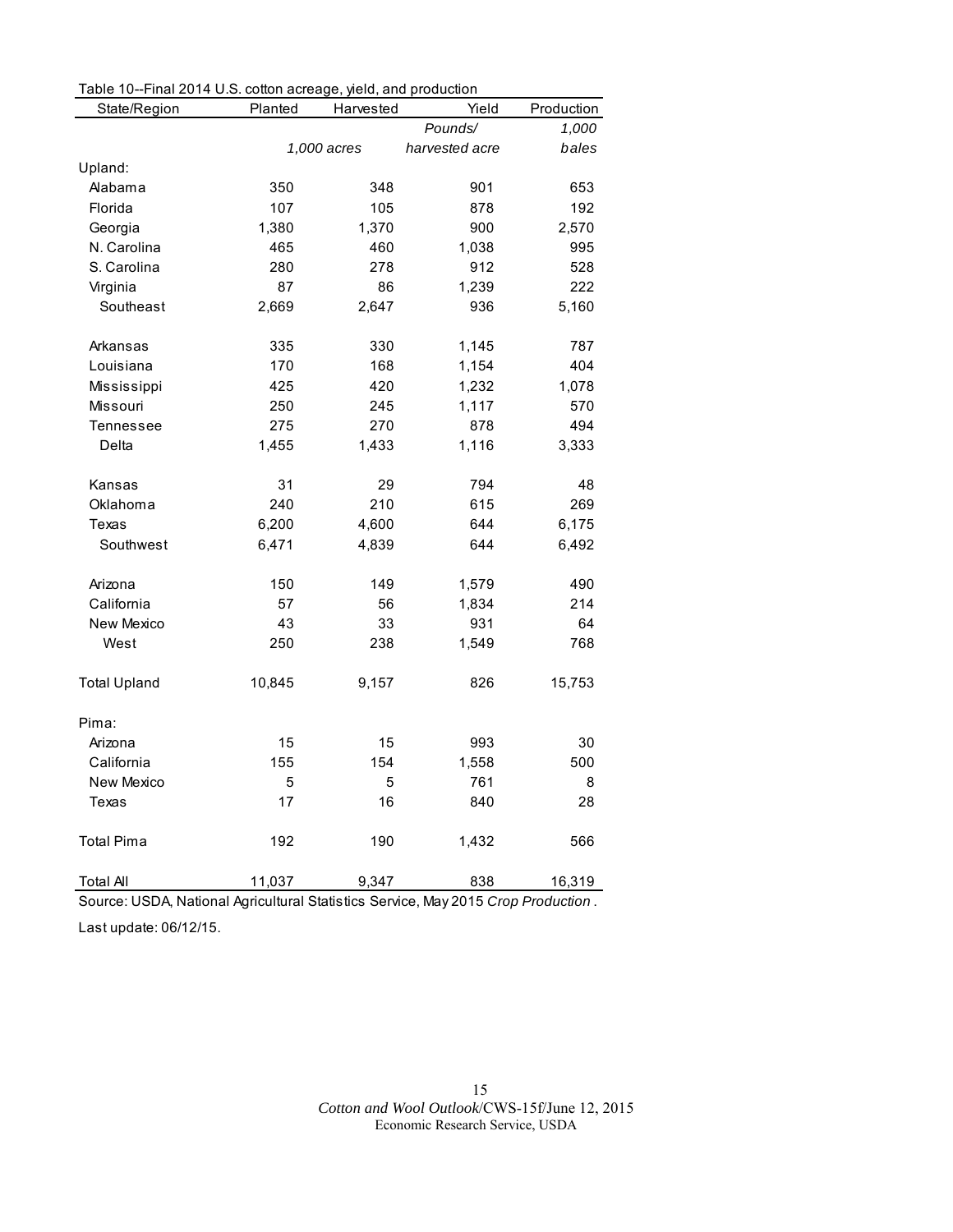Table 10--Final 2014 U.S. cotton acreage, yield, and production

| State/Region | Planted | Harvested | Yield | Production |
|---|---|---|---|---|
| | | | *Pounds/* | *1,000* |
| | *1,000 acres* | | *harvested acre* | *bales* |
| Upland: | | | | |
| Alabama | 350 | 348 | 901 | 653 |
| Florida | 107 | 105 | 878 | 192 |
| Georgia | 1,380 | 1,370 | 900 | 2,570 |
| N. Carolina | 465 | 460 | 1,038 | 995 |
| S. Carolina | 280 | 278 | 912 | 528 |
| Virginia | 87 | 86 | 1,239 | 222 |
| Southeast | 2,669 | 2,647 | 936 | 5,160 |
| | | | | |
| Arkansas | 335 | 330 | 1,145 | 787 |
| Louisiana | 170 | 168 | 1,154 | 404 |
| Mississippi | 425 | 420 | 1,232 | 1,078 |
| Missouri | 250 | 245 | 1,117 | 570 |
| Tennessee | 275 | 270 | 878 | 494 |
| Delta | 1,455 | 1,433 | 1,116 | 3,333 |
| | | | | |
| Kansas | 31 | 29 | 794 | 48 |
| Oklahoma | 240 | 210 | 615 | 269 |
| Texas | 6,200 | 4,600 | 644 | 6,175 |
| Southwest | 6,471 | 4,839 | 644 | 6,492 |
| | | | | |
| Arizona | 150 | 149 | 1,579 | 490 |
| California | 57 | 56 | 1,834 | 214 |
| New Mexico | 43 | 33 | 931 | 64 |
| West | 250 | 238 | 1,549 | 768 |
| | | | | |
| Total Upland | 10,845 | 9,157 | 826 | 15,753 |
| | | | | |
| Pima: | | | | |
| Arizona | 15 | 15 | 993 | 30 |
| California | 155 | 154 | 1,558 | 500 |
| New Mexico | 5 | 5 | 761 | 8 |
| Texas | 17 | 16 | 840 | 28 |
| | | | | |
| Total Pima | 192 | 190 | 1,432 | 566 |
| | | | | |
| Total All | 11,037 | 9,347 | 838 | 16,319 |

Source: USDA, National Agricultural Statistics Service, May 2015 *Crop Production*.

Last update: 06/12/15.